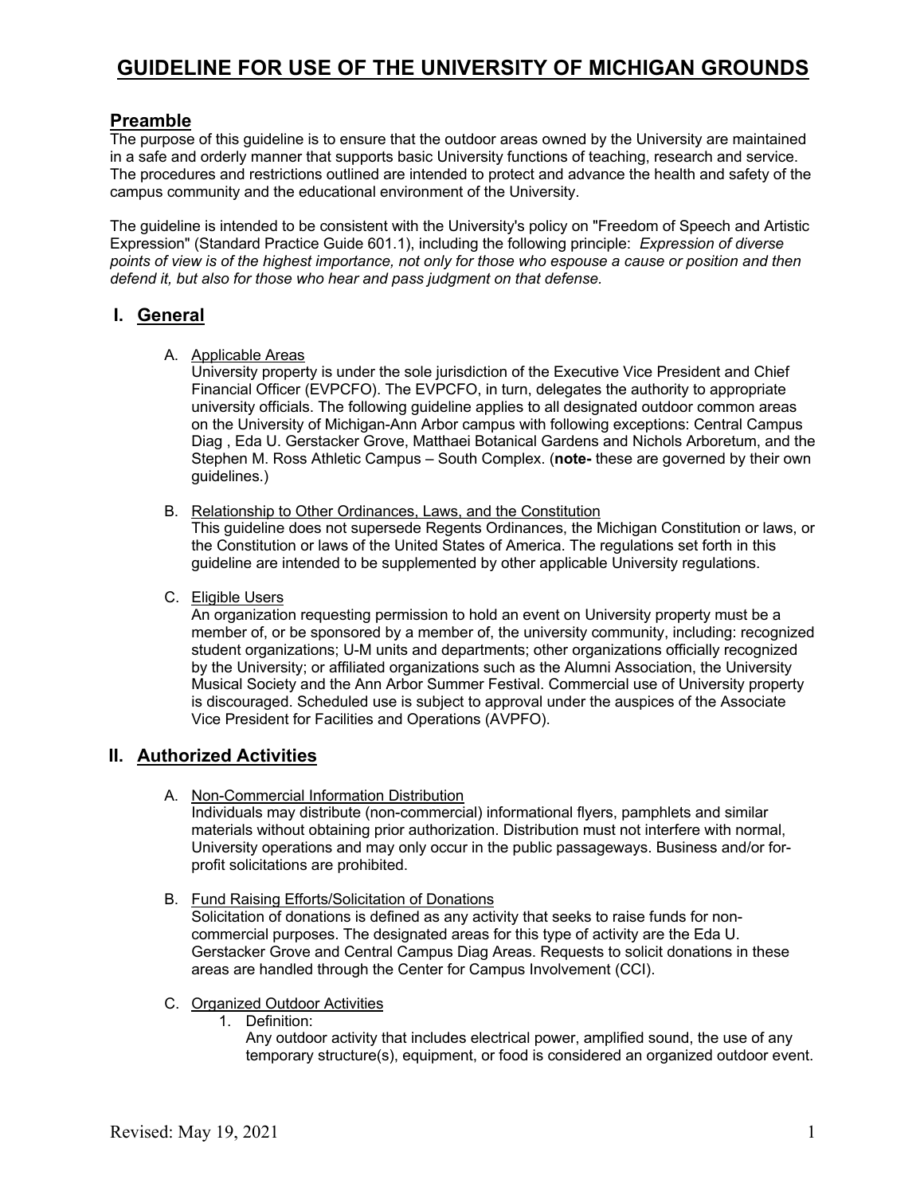# GUIDELINE FOR USE OF THE UNIVERSITY OF MICHIGAN GROUNDS

## Preamble

The purpose of this guideline is to ensure that the outdoor areas owned by the University are maintained in a safe and orderly manner that supports basic University functions of teaching, research and service. The procedures and restrictions outlined are intended to protect and advance the health and safety of the campus community and the educational environment of the University.

The guideline is intended to be consistent with the University's policy on "Freedom of Speech and Artistic Expression" (Standard Practice Guide 601.1), including the following principle: *Expression of diverse points of view is of the highest importance, not only for those who espouse a cause or position and then defend it, but also for those who hear and pass judgment on that defense.*

## I. General

A. Applicable Areas

University property is under the sole jurisdiction of the Executive Vice President and Chief Financial Officer (EVPCFO). The EVPCFO, in turn, delegates the authority to appropriate university officials. The following guideline applies to all designated outdoor common areas on the University of Michigan-Ann Arbor campus with following exceptions: Central Campus Diag , Eda U. Gerstacker Grove, Matthaei Botanical Gardens and Nichols Arboretum, and the Stephen M. Ross Athletic Campus – South Complex. (**note-** these are governed by their own guidelines.)

B. Relationship to Other Ordinances, Laws, and the Constitution

This guideline does not supersede Regents Ordinances, the Michigan Constitution or laws, or the Constitution or laws of the United States of America. The regulations set forth in this guideline are intended to be supplemented by other applicable University regulations.

C. Eligible Users

An organization requesting permission to hold an event on University property must be a member of, or be sponsored by a member of, the university community, including: recognized student organizations; U-M units and departments; other organizations officially recognized by the University; or affiliated organizations such as the Alumni Association, the University Musical Society and the Ann Arbor Summer Festival. Commercial use of University property is discouraged. Scheduled use is subject to approval under the auspices of the Associate Vice President for Facilities and Operations (AVPFO).

## II. Authorized Activities

A. Non-Commercial Information Distribution

Individuals may distribute (non-commercial) informational flyers, pamphlets and similar materials without obtaining prior authorization. Distribution must not interfere with normal, University operations and may only occur in the public passageways. Business and/or for-profit solicitations are prohibited.

B. Fund Raising Efforts/Solicitation of Donations

Solicitation of donations is defined as any activity that seeks to raise funds for non-commercial purposes. The designated areas for this type of activity are the Eda U. Gerstacker Grove and Central Campus Diag Areas. Requests to solicit donations in these areas are handled through the Center for Campus Involvement (CCI).

C. Organized Outdoor Activities

1. Definition:

   Any outdoor activity that includes electrical power, amplified sound, the use of any temporary structure(s), equipment, or food is considered an organized outdoor event.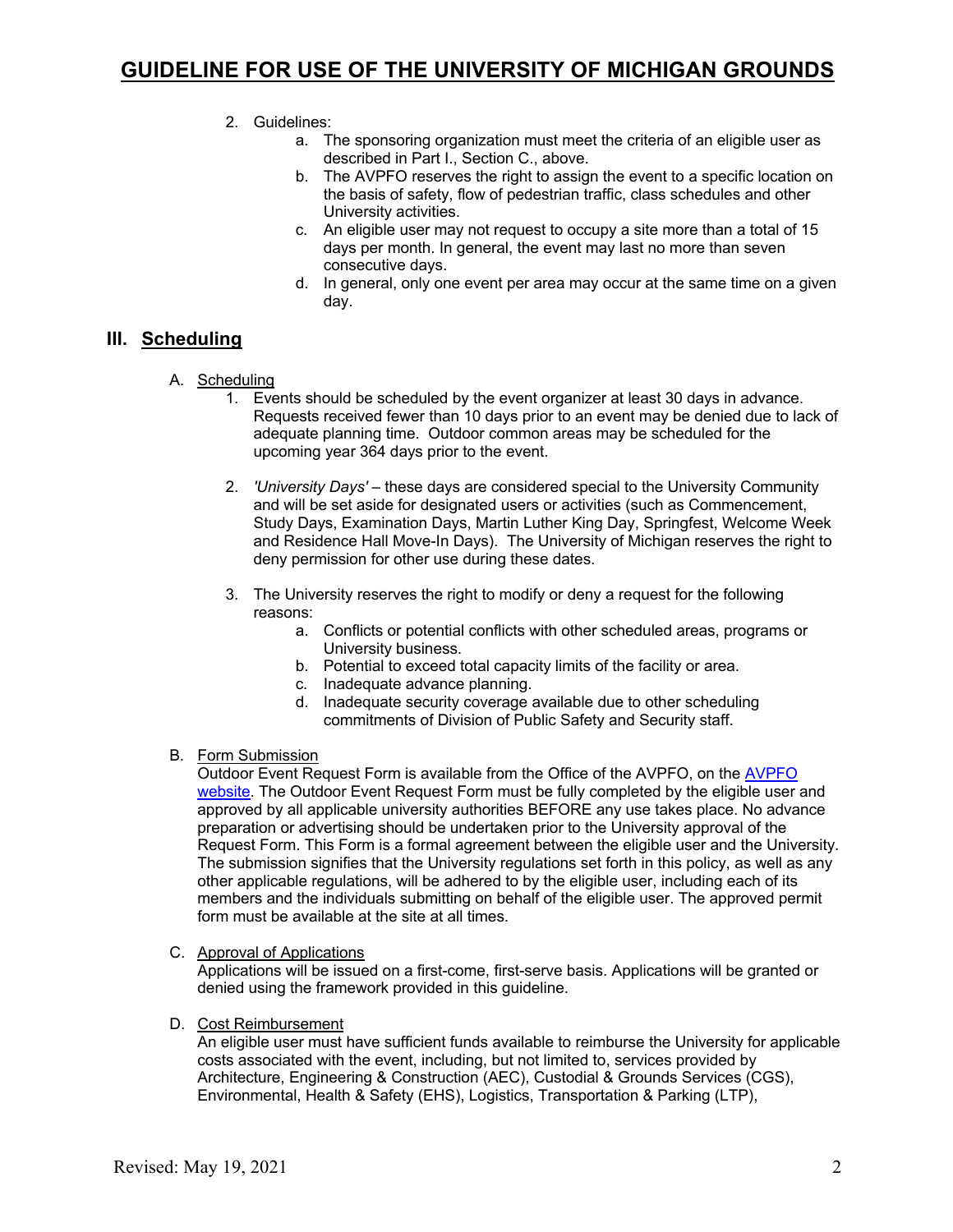2. Guidelines:
    a. The sponsoring organization must meet the criteria of an eligible user as described in Part I., Section C., above.
    b. The AVPFO reserves the right to assign the event to a specific location on the basis of safety, flow of pedestrian traffic, class schedules and other University activities.
    c. An eligible user may not request to occupy a site more than a total of 15 days per month. In general, the event may last no more than seven consecutive days.
    d. In general, only one event per area may occur at the same time on a given day.

## III. Scheduling

A. Scheduling

1. Events should be scheduled by the event organizer at least 30 days in advance. Requests received fewer than 10 days prior to an event may be denied due to lack of adequate planning time. Outdoor common areas may be scheduled for the upcoming year 364 days prior to the event.

2. *'University Days'* – these days are considered special to the University Community and will be set aside for designated users or activities (such as Commencement, Study Days, Examination Days, Martin Luther King Day, Springfest, Welcome Week and Residence Hall Move-In Days). The University of Michigan reserves the right to deny permission for other use during these dates.

3. The University reserves the right to modify or deny a request for the following reasons:
    a. Conflicts or potential conflicts with other scheduled areas, programs or University business.
    b. Potential to exceed total capacity limits of the facility or area.
    c. Inadequate advance planning.
    d. Inadequate security coverage available due to other scheduling commitments of Division of Public Safety and Security staff.

B. Form Submission

Outdoor Event Request Form is available from the Office of the AVPFO, on the AVPFO website. The Outdoor Event Request Form must be fully completed by the eligible user and approved by all applicable university authorities BEFORE any use takes place. No advance preparation or advertising should be undertaken prior to the University approval of the Request Form. This Form is a formal agreement between the eligible user and the University. The submission signifies that the University regulations set forth in this policy, as well as any other applicable regulations, will be adhered to by the eligible user, including each of its members and the individuals submitting on behalf of the eligible user. The approved permit form must be available at the site at all times.

C. Approval of Applications

Applications will be issued on a first-come, first-serve basis. Applications will be granted or denied using the framework provided in this guideline.

D. Cost Reimbursement

An eligible user must have sufficient funds available to reimburse the University for applicable costs associated with the event, including, but not limited to, services provided by Architecture, Engineering & Construction (AEC), Custodial & Grounds Services (CGS), Environmental, Health & Safety (EHS), Logistics, Transportation & Parking (LTP),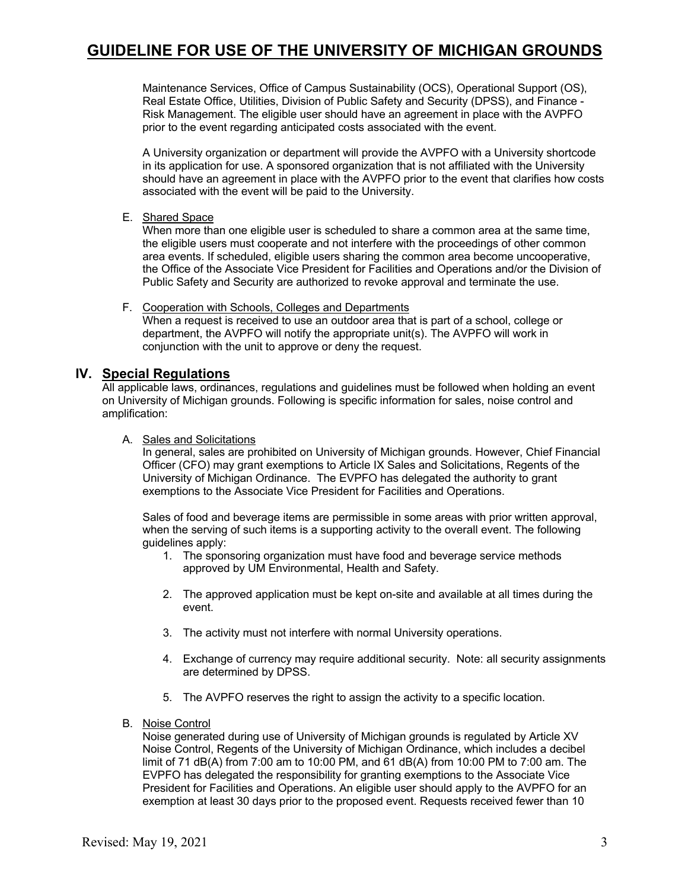Maintenance Services, Office of Campus Sustainability (OCS), Operational Support (OS), Real Estate Office, Utilities, Division of Public Safety and Security (DPSS), and Finance - Risk Management. The eligible user should have an agreement in place with the AVPFO prior to the event regarding anticipated costs associated with the event.

A University organization or department will provide the AVPFO with a University shortcode in its application for use. A sponsored organization that is not affiliated with the University should have an agreement in place with the AVPFO prior to the event that clarifies how costs associated with the event will be paid to the University.

E. Shared Space

When more than one eligible user is scheduled to share a common area at the same time, the eligible users must cooperate and not interfere with the proceedings of other common area events. If scheduled, eligible users sharing the common area become uncooperative, the Office of the Associate Vice President for Facilities and Operations and/or the Division of Public Safety and Security are authorized to revoke approval and terminate the use.

F. Cooperation with Schools, Colleges and Departments

When a request is received to use an outdoor area that is part of a school, college or department, the AVPFO will notify the appropriate unit(s). The AVPFO will work in conjunction with the unit to approve or deny the request.

## IV. Special Regulations

All applicable laws, ordinances, regulations and guidelines must be followed when holding an event on University of Michigan grounds. Following is specific information for sales, noise control and amplification:

A. Sales and Solicitations

In general, sales are prohibited on University of Michigan grounds. However, Chief Financial Officer (CFO) may grant exemptions to Article IX Sales and Solicitations, Regents of the University of Michigan Ordinance. The EVPFO has delegated the authority to grant exemptions to the Associate Vice President for Facilities and Operations.

Sales of food and beverage items are permissible in some areas with prior written approval, when the serving of such items is a supporting activity to the overall event. The following guidelines apply:

1. The sponsoring organization must have food and beverage service methods approved by UM Environmental, Health and Safety.
2. The approved application must be kept on-site and available at all times during the event.
3. The activity must not interfere with normal University operations.
4. Exchange of currency may require additional security. Note: all security assignments are determined by DPSS.
5. The AVPFO reserves the right to assign the activity to a specific location.

B. Noise Control

Noise generated during use of University of Michigan grounds is regulated by Article XV Noise Control, Regents of the University of Michigan Ordinance, which includes a decibel limit of 71 dB(A) from 7:00 am to 10:00 PM, and 61 dB(A) from 10:00 PM to 7:00 am. The EVPFO has delegated the responsibility for granting exemptions to the Associate Vice President for Facilities and Operations. An eligible user should apply to the AVPFO for an exemption at least 30 days prior to the proposed event. Requests received fewer than 10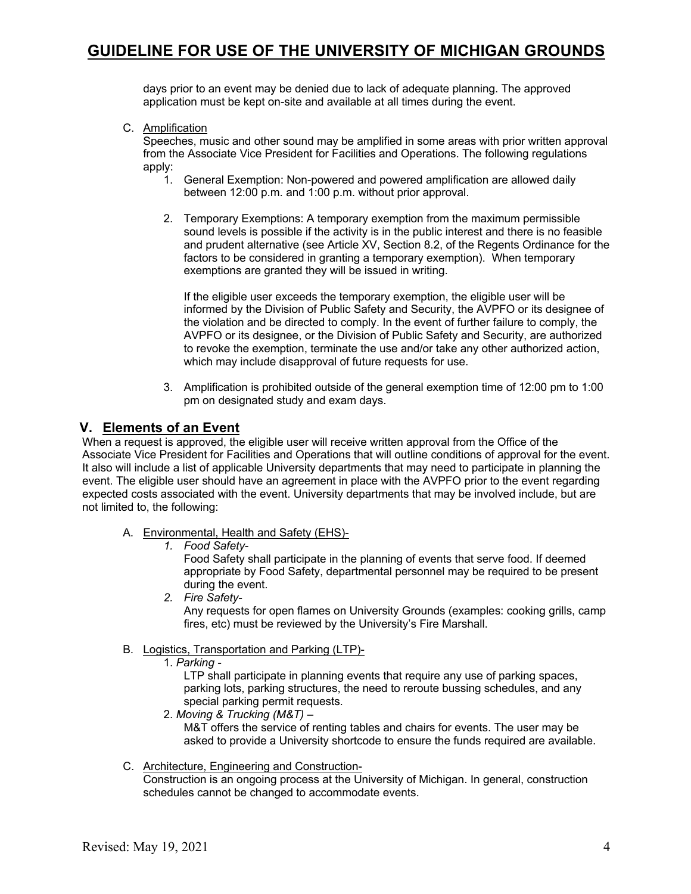days prior to an event may be denied due to lack of adequate planning. The approved application must be kept on-site and available at all times during the event.

C. Amplification

Speeches, music and other sound may be amplified in some areas with prior written approval from the Associate Vice President for Facilities and Operations. The following regulations apply:

1. General Exemption: Non-powered and powered amplification are allowed daily between 12:00 p.m. and 1:00 p.m. without prior approval.

2. Temporary Exemptions: A temporary exemption from the maximum permissible sound levels is possible if the activity is in the public interest and there is no feasible and prudent alternative (see Article XV, Section 8.2, of the Regents Ordinance for the factors to be considered in granting a temporary exemption). When temporary exemptions are granted they will be issued in writing.

   If the eligible user exceeds the temporary exemption, the eligible user will be informed by the Division of Public Safety and Security, the AVPFO or its designee of the violation and be directed to comply. In the event of further failure to comply, the AVPFO or its designee, or the Division of Public Safety and Security, are authorized to revoke the exemption, terminate the use and/or take any other authorized action, which may include disapproval of future requests for use.

3. Amplification is prohibited outside of the general exemption time of 12:00 pm to 1:00 pm on designated study and exam days.

## V. Elements of an Event

When a request is approved, the eligible user will receive written approval from the Office of the Associate Vice President for Facilities and Operations that will outline conditions of approval for the event. It also will include a list of applicable University departments that may need to participate in planning the event. The eligible user should have an agreement in place with the AVPFO prior to the event regarding expected costs associated with the event. University departments that may be involved include, but are not limited to, the following:

A. Environmental, Health and Safety (EHS)-

1. *Food Safety-*

   Food Safety shall participate in the planning of events that serve food. If deemed appropriate by Food Safety, departmental personnel may be required to be present during the event.

2. *Fire Safety-*

   Any requests for open flames on University Grounds (examples: cooking grills, camp fires, etc) must be reviewed by the University's Fire Marshall.

B. Logistics, Transportation and Parking (LTP)-

1. *Parking -*

   LTP shall participate in planning events that require any use of parking spaces, parking lots, parking structures, the need to reroute bussing schedules, and any special parking permit requests.

2. *Moving & Trucking (M&T) –*

   M&T offers the service of renting tables and chairs for events. The user may be asked to provide a University shortcode to ensure the funds required are available.

C. Architecture, Engineering and Construction-

Construction is an ongoing process at the University of Michigan. In general, construction schedules cannot be changed to accommodate events.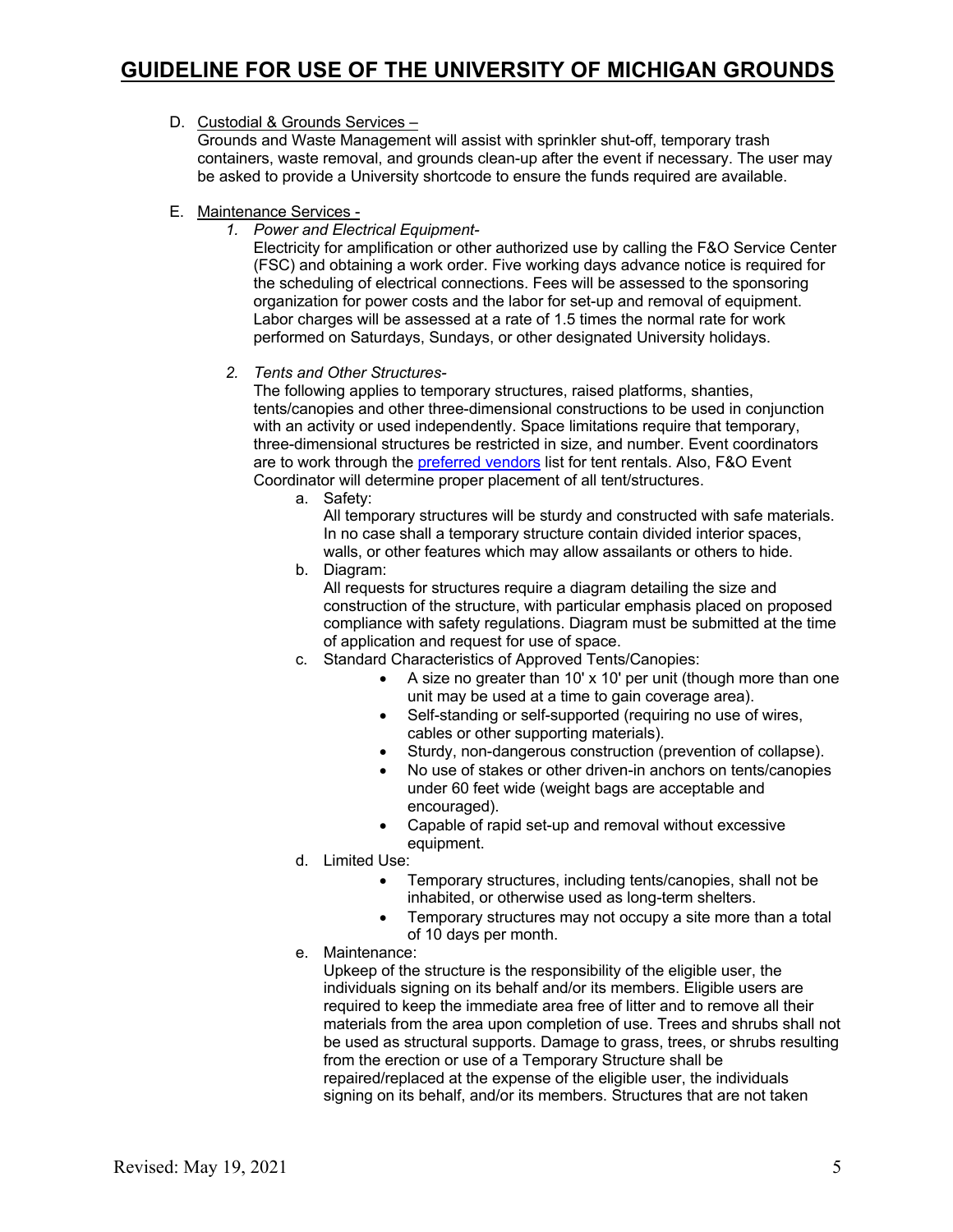D. <u>Custodial & Grounds Services –</u>
Grounds and Waste Management will assist with sprinkler shut-off, temporary trash containers, waste removal, and grounds clean-up after the event if necessary. The user may be asked to provide a University shortcode to ensure the funds required are available.

E. <u>Maintenance Services -</u>

1. *Power and Electrical Equipment-*
Electricity for amplification or other authorized use by calling the F&O Service Center (FSC) and obtaining a work order. Five working days advance notice is required for the scheduling of electrical connections. Fees will be assessed to the sponsoring organization for power costs and the labor for set-up and removal of equipment. Labor charges will be assessed at a rate of 1.5 times the normal rate for work performed on Saturdays, Sundays, or other designated University holidays.

2. *Tents and Other Structures-*
The following applies to temporary structures, raised platforms, shanties, tents/canopies and other three-dimensional constructions to be used in conjunction with an activity or used independently. Space limitations require that temporary, three-dimensional structures be restricted in size, and number. Event coordinators are to work through the preferred vendors list for tent rentals. Also, F&O Event Coordinator will determine proper placement of all tent/structures.

   a. Safety:
   All temporary structures will be sturdy and constructed with safe materials. In no case shall a temporary structure contain divided interior spaces, walls, or other features which may allow assailants or others to hide.

   b. Diagram:
   All requests for structures require a diagram detailing the size and construction of the structure, with particular emphasis placed on proposed compliance with safety regulations. Diagram must be submitted at the time of application and request for use of space.

   c. Standard Characteristics of Approved Tents/Canopies:
      - A size no greater than 10' x 10' per unit (though more than one unit may be used at a time to gain coverage area).
      - Self-standing or self-supported (requiring no use of wires, cables or other supporting materials).
      - Sturdy, non-dangerous construction (prevention of collapse).
      - No use of stakes or other driven-in anchors on tents/canopies under 60 feet wide (weight bags are acceptable and encouraged).
      - Capable of rapid set-up and removal without excessive equipment.

   d. Limited Use:
      - Temporary structures, including tents/canopies, shall not be inhabited, or otherwise used as long-term shelters.
      - Temporary structures may not occupy a site more than a total of 10 days per month.

   e. Maintenance:
   Upkeep of the structure is the responsibility of the eligible user, the individuals signing on its behalf and/or its members. Eligible users are required to keep the immediate area free of litter and to remove all their materials from the area upon completion of use. Trees and shrubs shall not be used as structural supports. Damage to grass, trees, or shrubs resulting from the erection or use of a Temporary Structure shall be repaired/replaced at the expense of the eligible user, the individuals signing on its behalf, and/or its members. Structures that are not taken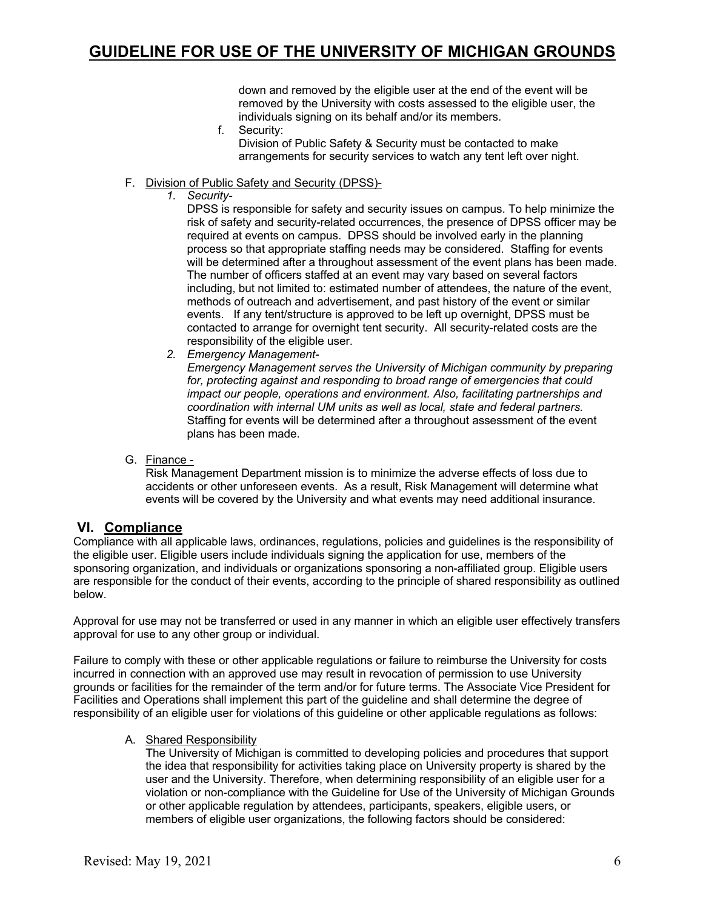down and removed by the eligible user at the end of the event will be removed by the University with costs assessed to the eligible user, the individuals signing on its behalf and/or its members.

f. Security:
Division of Public Safety & Security must be contacted to make arrangements for security services to watch any tent left over night.

F. Division of Public Safety and Security (DPSS)-

1. *Security-*
DPSS is responsible for safety and security issues on campus. To help minimize the risk of safety and security-related occurrences, the presence of DPSS officer may be required at events on campus. DPSS should be involved early in the planning process so that appropriate staffing needs may be considered. Staffing for events will be determined after a throughout assessment of the event plans has been made. The number of officers staffed at an event may vary based on several factors including, but not limited to: estimated number of attendees, the nature of the event, methods of outreach and advertisement, and past history of the event or similar events. If any tent/structure is approved to be left up overnight, DPSS must be contacted to arrange for overnight tent security. All security-related costs are the responsibility of the eligible user.
2. *Emergency Management-*
*Emergency Management serves the University of Michigan community by preparing for, protecting against and responding to broad range of emergencies that could impact our people, operations and environment. Also, facilitating partnerships and coordination with internal UM units as well as local, state and federal partners.* Staffing for events will be determined after a throughout assessment of the event plans has been made.

G. Finance -
Risk Management Department mission is to minimize the adverse effects of loss due to accidents or other unforeseen events. As a result, Risk Management will determine what events will be covered by the University and what events may need additional insurance.

## VI. Compliance

Compliance with all applicable laws, ordinances, regulations, policies and guidelines is the responsibility of the eligible user. Eligible users include individuals signing the application for use, members of the sponsoring organization, and individuals or organizations sponsoring a non-affiliated group. Eligible users are responsible for the conduct of their events, according to the principle of shared responsibility as outlined below.

Approval for use may not be transferred or used in any manner in which an eligible user effectively transfers approval for use to any other group or individual.

Failure to comply with these or other applicable regulations or failure to reimburse the University for costs incurred in connection with an approved use may result in revocation of permission to use University grounds or facilities for the remainder of the term and/or for future terms. The Associate Vice President for Facilities and Operations shall implement this part of the guideline and shall determine the degree of responsibility of an eligible user for violations of this guideline or other applicable regulations as follows:

A. Shared Responsibility
The University of Michigan is committed to developing policies and procedures that support the idea that responsibility for activities taking place on University property is shared by the user and the University. Therefore, when determining responsibility of an eligible user for a violation or non-compliance with the Guideline for Use of the University of Michigan Grounds or other applicable regulation by attendees, participants, speakers, eligible users, or members of eligible user organizations, the following factors should be considered: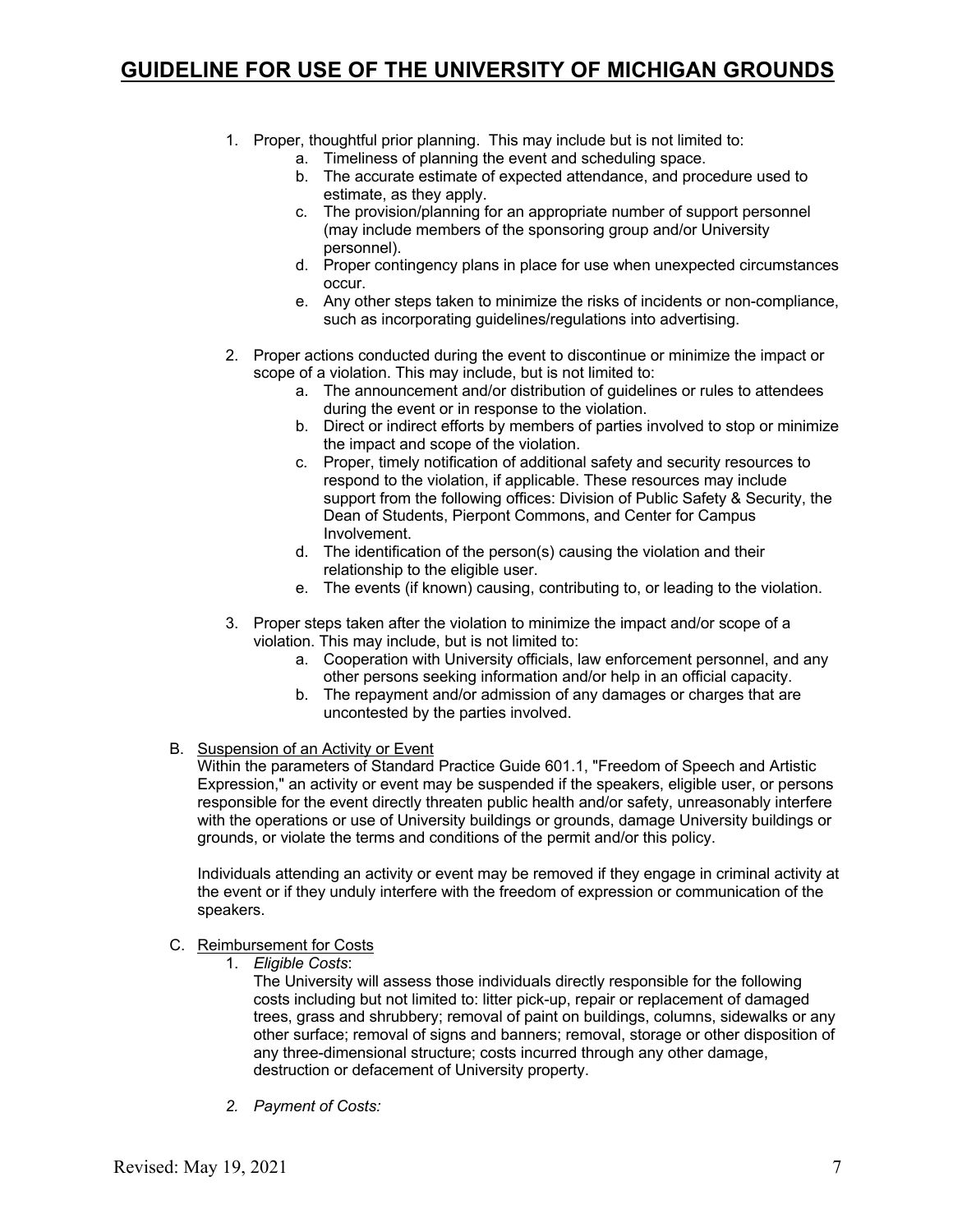1. Proper, thoughtful prior planning. This may include but is not limited to:
    a. Timeliness of planning the event and scheduling space.
    b. The accurate estimate of expected attendance, and procedure used to estimate, as they apply.
    c. The provision/planning for an appropriate number of support personnel (may include members of the sponsoring group and/or University personnel).
    d. Proper contingency plans in place for use when unexpected circumstances occur.
    e. Any other steps taken to minimize the risks of incidents or non-compliance, such as incorporating guidelines/regulations into advertising.

2. Proper actions conducted during the event to discontinue or minimize the impact or scope of a violation. This may include, but is not limited to:
    a. The announcement and/or distribution of guidelines or rules to attendees during the event or in response to the violation.
    b. Direct or indirect efforts by members of parties involved to stop or minimize the impact and scope of the violation.
    c. Proper, timely notification of additional safety and security resources to respond to the violation, if applicable. These resources may include support from the following offices: Division of Public Safety & Security, the Dean of Students, Pierpont Commons, and Center for Campus Involvement.
    d. The identification of the person(s) causing the violation and their relationship to the eligible user.
    e. The events (if known) causing, contributing to, or leading to the violation.

3. Proper steps taken after the violation to minimize the impact and/or scope of a violation. This may include, but is not limited to:
    a. Cooperation with University officials, law enforcement personnel, and any other persons seeking information and/or help in an official capacity.
    b. The repayment and/or admission of any damages or charges that are uncontested by the parties involved.

B. <u>Suspension of an Activity or Event</u>

Within the parameters of Standard Practice Guide 601.1, "Freedom of Speech and Artistic Expression," an activity or event may be suspended if the speakers, eligible user, or persons responsible for the event directly threaten public health and/or safety, unreasonably interfere with the operations or use of University buildings or grounds, damage University buildings or grounds, or violate the terms and conditions of the permit and/or this policy.

Individuals attending an activity or event may be removed if they engage in criminal activity at the event or if they unduly interfere with the freedom of expression or communication of the speakers.

C. <u>Reimbursement for Costs</u>

1. *Eligible Costs*:

    The University will assess those individuals directly responsible for the following costs including but not limited to: litter pick-up, repair or replacement of damaged trees, grass and shrubbery; removal of paint on buildings, columns, sidewalks or any other surface; removal of signs and banners; removal, storage or other disposition of any three-dimensional structure; costs incurred through any other damage, destruction or defacement of University property.

2. *Payment of Costs:*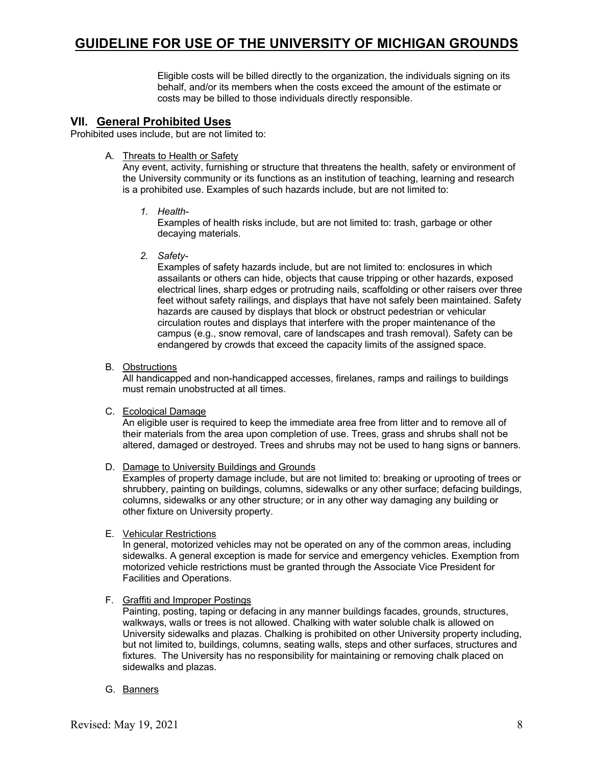Eligible costs will be billed directly to the organization, the individuals signing on its behalf, and/or its members when the costs exceed the amount of the estimate or costs may be billed to those individuals directly responsible.

## VII. General Prohibited Uses

Prohibited uses include, but are not limited to:

A. Threats to Health or Safety
Any event, activity, furnishing or structure that threatens the health, safety or environment of the University community or its functions as an institution of teaching, learning and research is a prohibited use. Examples of such hazards include, but are not limited to:

1. *Health-*
   Examples of health risks include, but are not limited to: trash, garbage or other decaying materials.

2. *Safety-*
   Examples of safety hazards include, but are not limited to: enclosures in which assailants or others can hide, objects that cause tripping or other hazards, exposed electrical lines, sharp edges or protruding nails, scaffolding or other raisers over three feet without safety railings, and displays that have not safely been maintained. Safety hazards are caused by displays that block or obstruct pedestrian or vehicular circulation routes and displays that interfere with the proper maintenance of the campus (e.g., snow removal, care of landscapes and trash removal). Safety can be endangered by crowds that exceed the capacity limits of the assigned space.

B. Obstructions
All handicapped and non-handicapped accesses, firelanes, ramps and railings to buildings must remain unobstructed at all times.

C. Ecological Damage
An eligible user is required to keep the immediate area free from litter and to remove all of their materials from the area upon completion of use. Trees, grass and shrubs shall not be altered, damaged or destroyed. Trees and shrubs may not be used to hang signs or banners.

D. Damage to University Buildings and Grounds
Examples of property damage include, but are not limited to: breaking or uprooting of trees or shrubbery, painting on buildings, columns, sidewalks or any other surface; defacing buildings, columns, sidewalks or any other structure; or in any other way damaging any building or other fixture on University property.

E. Vehicular Restrictions
In general, motorized vehicles may not be operated on any of the common areas, including sidewalks. A general exception is made for service and emergency vehicles. Exemption from motorized vehicle restrictions must be granted through the Associate Vice President for Facilities and Operations.

F. Graffiti and Improper Postings
Painting, posting, taping or defacing in any manner buildings facades, grounds, structures, walkways, walls or trees is not allowed. Chalking with water soluble chalk is allowed on University sidewalks and plazas. Chalking is prohibited on other University property including, but not limited to, buildings, columns, seating walls, steps and other surfaces, structures and fixtures. The University has no responsibility for maintaining or removing chalk placed on sidewalks and plazas.

G. Banners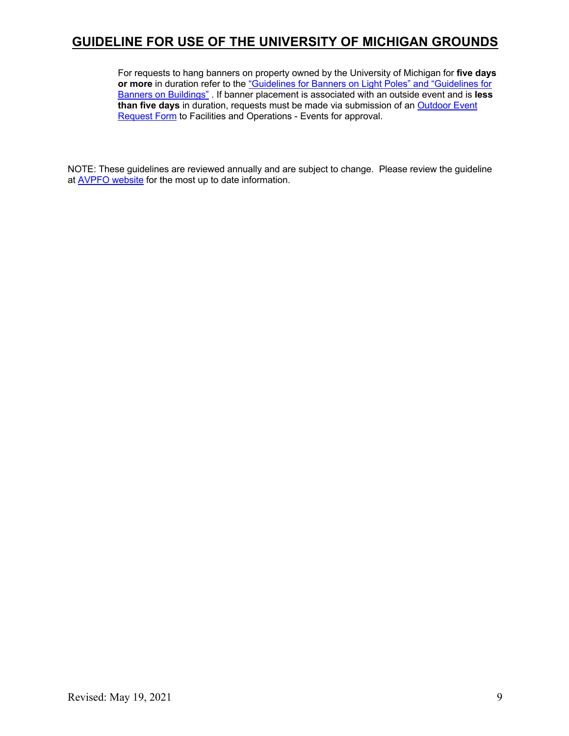## GUIDELINE FOR USE OF THE UNIVERSITY OF MICHIGAN GROUNDS

For requests to hang banners on property owned by the University of Michigan for **five days or more** in duration refer to the "Guidelines for Banners on Light Poles" and "Guidelines for Banners on Buildings" . If banner placement is associated with an outside event and is **less than five days** in duration, requests must be made via submission of an Outdoor Event Request Form to Facilities and Operations - Events for approval.

NOTE: These guidelines are reviewed annually and are subject to change. Please review the guideline at AVPFO website for the most up to date information.

Revised: May 19, 2021